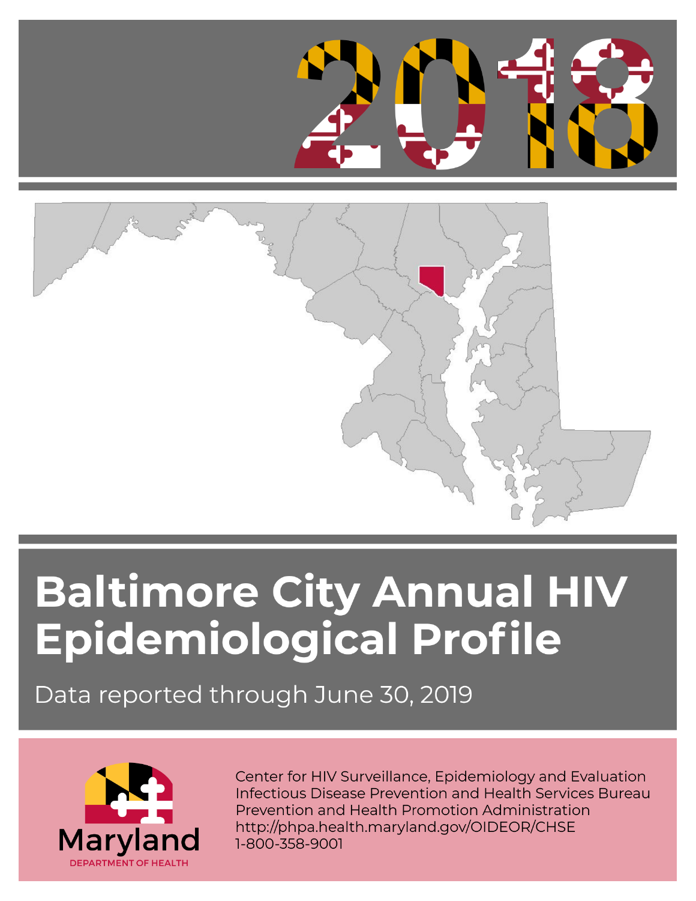# 2018

# Baltimore City Annual HIV Epidemiological Profile

Data reported through June 30, 2019

Maryland
DEPARTMENT OF HEALTH

Center for HIV Surveillance, Epidemiology and Evaluation
Infectious Disease Prevention and Health Services Bureau
Prevention and Health Promotion Administration
http://phpa.health.maryland.gov/OIDEOR/CHSE
1-800-358-9001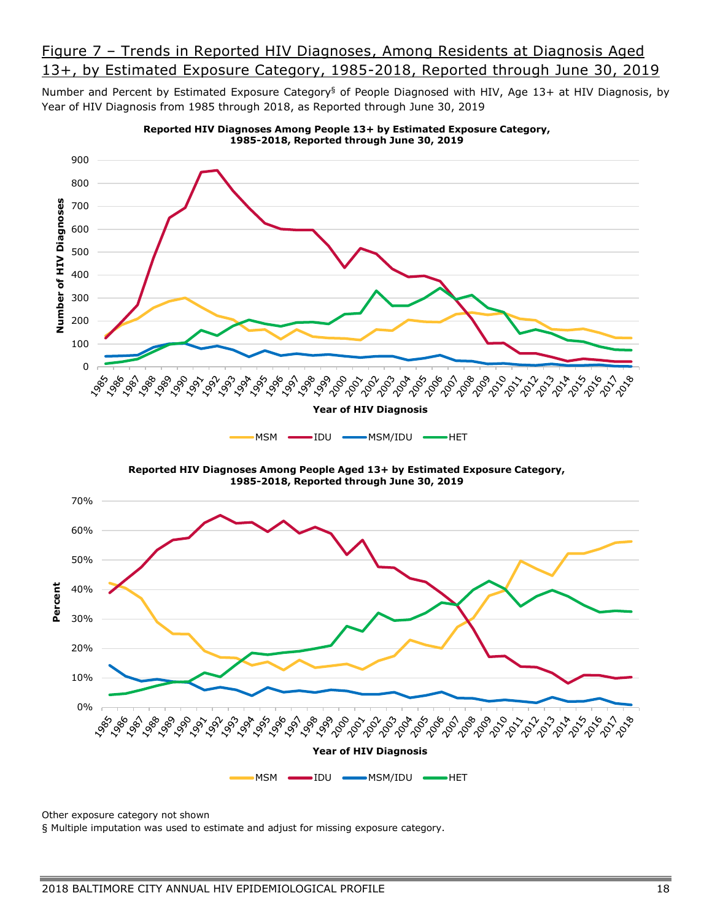## Figure 7 – Trends in Reported HIV Diagnoses, Among Residents at Diagnosis Aged 13+, by Estimated Exposure Category, 1985-2018, Reported through June 30, 2019

Number and Percent by Estimated Exposure Category§ of People Diagnosed with HIV, Age 13+ at HIV Diagnosis, by Year of HIV Diagnosis from 1985 through 2018, as Reported through June 30, 2019

**Reported HIV Diagnoses Among People 13+ by Estimated Exposure Category, 1985-2018, Reported through June 30, 2019**

**Reported HIV Diagnoses Among People Aged 13+ by Estimated Exposure Category, 1985-2018, Reported through June 30, 2019**

Other exposure category not shown

§ Multiple imputation was used to estimate and adjust for missing exposure category.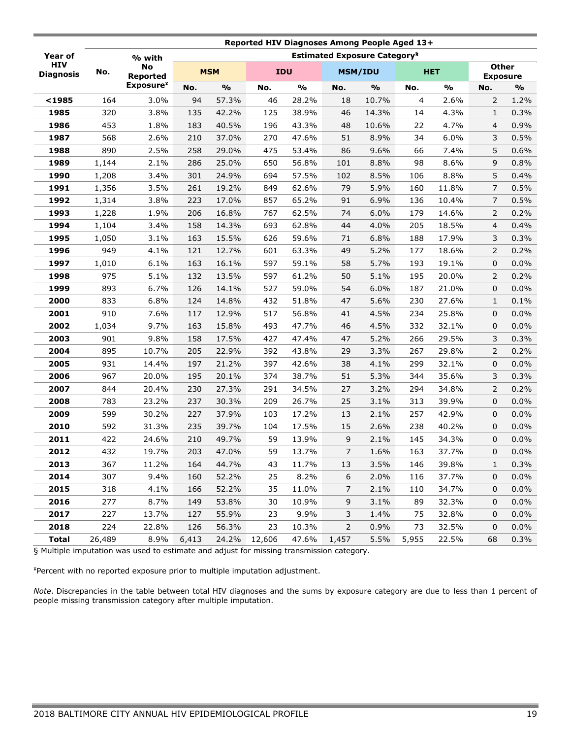| Year of HIV Diagnosis | Reported HIV Diagnoses Among People Aged 13+ | | Estimated Exposure Category§ | | | | | | | | | |
|---|---|---|---|---|---|---|---|---|---|---|---|---|
| | No. | % with No Reported Exposure¥ | MSM | | IDU | | MSM/IDU | | HET | | Other Exposure | |
| | | | No. | % | No. | % | No. | % | No. | % | No. | % |
| **<1985** | 164 | 3.0% | 94 | 57.3% | 46 | 28.2% | 18 | 10.7% | 4 | 2.6% | 2 | 1.2% |
| **1985** | 320 | 3.8% | 135 | 42.2% | 125 | 38.9% | 46 | 14.3% | 14 | 4.3% | 1 | 0.3% |
| **1986** | 453 | 1.8% | 183 | 40.5% | 196 | 43.3% | 48 | 10.6% | 22 | 4.7% | 4 | 0.9% |
| **1987** | 568 | 2.6% | 210 | 37.0% | 270 | 47.6% | 51 | 8.9% | 34 | 6.0% | 3 | 0.5% |
| **1988** | 890 | 2.5% | 258 | 29.0% | 475 | 53.4% | 86 | 9.6% | 66 | 7.4% | 5 | 0.6% |
| **1989** | 1,144 | 2.1% | 286 | 25.0% | 650 | 56.8% | 101 | 8.8% | 98 | 8.6% | 9 | 0.8% |
| **1990** | 1,208 | 3.4% | 301 | 24.9% | 694 | 57.5% | 102 | 8.5% | 106 | 8.8% | 5 | 0.4% |
| **1991** | 1,356 | 3.5% | 261 | 19.2% | 849 | 62.6% | 79 | 5.9% | 160 | 11.8% | 7 | 0.5% |
| **1992** | 1,314 | 3.8% | 223 | 17.0% | 857 | 65.2% | 91 | 6.9% | 136 | 10.4% | 7 | 0.5% |
| **1993** | 1,228 | 1.9% | 206 | 16.8% | 767 | 62.5% | 74 | 6.0% | 179 | 14.6% | 2 | 0.2% |
| **1994** | 1,104 | 3.4% | 158 | 14.3% | 693 | 62.8% | 44 | 4.0% | 205 | 18.5% | 4 | 0.4% |
| **1995** | 1,050 | 3.1% | 163 | 15.5% | 626 | 59.6% | 71 | 6.8% | 188 | 17.9% | 3 | 0.3% |
| **1996** | 949 | 4.1% | 121 | 12.7% | 601 | 63.3% | 49 | 5.2% | 177 | 18.6% | 2 | 0.2% |
| **1997** | 1,010 | 6.1% | 163 | 16.1% | 597 | 59.1% | 58 | 5.7% | 193 | 19.1% | 0 | 0.0% |
| **1998** | 975 | 5.1% | 132 | 13.5% | 597 | 61.2% | 50 | 5.1% | 195 | 20.0% | 2 | 0.2% |
| **1999** | 893 | 6.7% | 126 | 14.1% | 527 | 59.0% | 54 | 6.0% | 187 | 21.0% | 0 | 0.0% |
| **2000** | 833 | 6.8% | 124 | 14.8% | 432 | 51.8% | 47 | 5.6% | 230 | 27.6% | 1 | 0.1% |
| **2001** | 910 | 7.6% | 117 | 12.9% | 517 | 56.8% | 41 | 4.5% | 234 | 25.8% | 0 | 0.0% |
| **2002** | 1,034 | 9.7% | 163 | 15.8% | 493 | 47.7% | 46 | 4.5% | 332 | 32.1% | 0 | 0.0% |
| **2003** | 901 | 9.8% | 158 | 17.5% | 427 | 47.4% | 47 | 5.2% | 266 | 29.5% | 3 | 0.3% |
| **2004** | 895 | 10.7% | 205 | 22.9% | 392 | 43.8% | 29 | 3.3% | 267 | 29.8% | 2 | 0.2% |
| **2005** | 931 | 14.4% | 197 | 21.2% | 397 | 42.6% | 38 | 4.1% | 299 | 32.1% | 0 | 0.0% |
| **2006** | 967 | 20.0% | 195 | 20.1% | 374 | 38.7% | 51 | 5.3% | 344 | 35.6% | 3 | 0.3% |
| **2007** | 844 | 20.4% | 230 | 27.3% | 291 | 34.5% | 27 | 3.2% | 294 | 34.8% | 2 | 0.2% |
| **2008** | 783 | 23.2% | 237 | 30.3% | 209 | 26.7% | 25 | 3.1% | 313 | 39.9% | 0 | 0.0% |
| **2009** | 599 | 30.2% | 227 | 37.9% | 103 | 17.2% | 13 | 2.1% | 257 | 42.9% | 0 | 0.0% |
| **2010** | 592 | 31.3% | 235 | 39.7% | 104 | 17.5% | 15 | 2.6% | 238 | 40.2% | 0 | 0.0% |
| **2011** | 422 | 24.6% | 210 | 49.7% | 59 | 13.9% | 9 | 2.1% | 145 | 34.3% | 0 | 0.0% |
| **2012** | 432 | 19.7% | 203 | 47.0% | 59 | 13.7% | 7 | 1.6% | 163 | 37.7% | 0 | 0.0% |
| **2013** | 367 | 11.2% | 164 | 44.7% | 43 | 11.7% | 13 | 3.5% | 146 | 39.8% | 1 | 0.3% |
| **2014** | 307 | 9.4% | 160 | 52.2% | 25 | 8.2% | 6 | 2.0% | 116 | 37.7% | 0 | 0.0% |
| **2015** | 318 | 4.1% | 166 | 52.2% | 35 | 11.0% | 7 | 2.1% | 110 | 34.7% | 0 | 0.0% |
| **2016** | 277 | 8.7% | 149 | 53.8% | 30 | 10.9% | 9 | 3.1% | 89 | 32.3% | 0 | 0.0% |
| **2017** | 227 | 13.7% | 127 | 55.9% | 23 | 9.9% | 3 | 1.4% | 75 | 32.8% | 0 | 0.0% |
| **2018** | 224 | 22.8% | 126 | 56.3% | 23 | 10.3% | 2 | 0.9% | 73 | 32.5% | 0 | 0.0% |
| **Total** | 26,489 | 8.9% | 6,413 | 24.2% | 12,606 | 47.6% | 1,457 | 5.5% | 5,955 | 22.5% | 68 | 0.3% |

§ Multiple imputation was used to estimate and adjust for missing transmission category.

¥Percent with no reported exposure prior to multiple imputation adjustment.

*Note*. Discrepancies in the table between total HIV diagnoses and the sums by exposure category are due to less than 1 percent of people missing transmission category after multiple imputation.